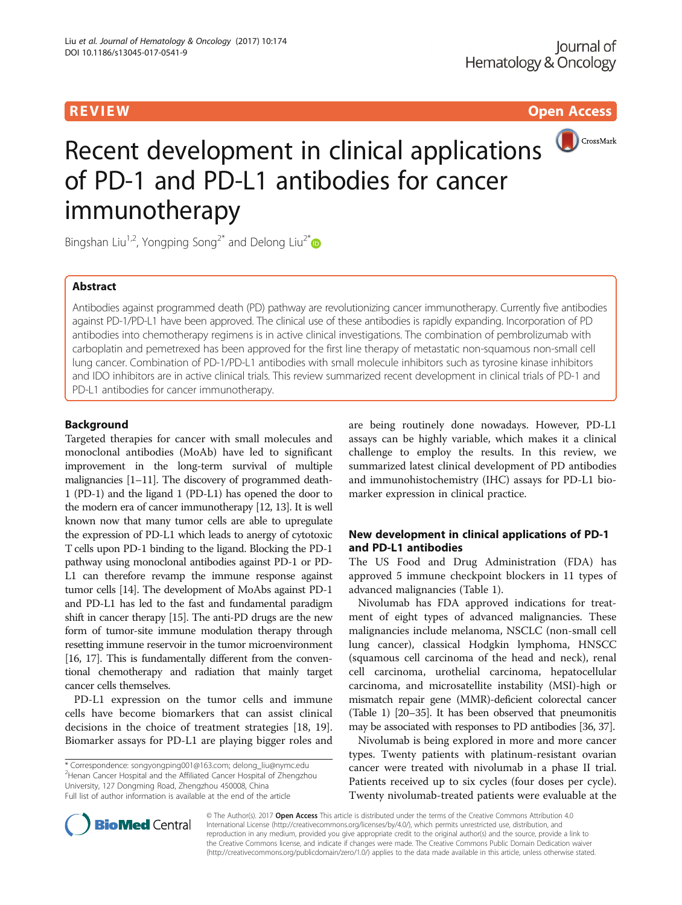REVIEW Open Access

# Recent development in clinical applications of PD-1 and PD-L1 antibodies for cancer immunotherapy

Bingshan Liu[1,2], Yongping Song[2*] and Delong Liu[2*]

## Abstract

Antibodies against programmed death (PD) pathway are revolutionizing cancer immunotherapy. Currently five antibodies against PD-1/PD-L1 have been approved. The clinical use of these antibodies is rapidly expanding. Incorporation of PD antibodies into chemotherapy regimens is in active clinical investigations. The combination of pembrolizumab with carboplatin and pemetrexed has been approved for the first line therapy of metastatic non-squamous non-small cell lung cancer. Combination of PD-1/PD-L1 antibodies with small molecule inhibitors such as tyrosine kinase inhibitors and IDO inhibitors are in active clinical trials. This review summarized recent development in clinical trials of PD-1 and PD-L1 antibodies for cancer immunotherapy.

## Background

Targeted therapies for cancer with small molecules and monoclonal antibodies (MoAb) have led to significant improvement in the long-term survival of multiple malignancies [1–11]. The discovery of programmed death-1 (PD-1) and the ligand 1 (PD-L1) has opened the door to the modern era of cancer immunotherapy [12, 13]. It is well known now that many tumor cells are able to upregulate the expression of PD-L1 which leads to anergy of cytotoxic T cells upon PD-1 binding to the ligand. Blocking the PD-1 pathway using monoclonal antibodies against PD-1 or PD-L1 can therefore revamp the immune response against tumor cells [14]. The development of MoAbs against PD-1 and PD-L1 has led to the fast and fundamental paradigm shift in cancer therapy [15]. The anti-PD drugs are the new form of tumor-site immune modulation therapy through resetting immune reservoir in the tumor microenvironment [16, 17]. This is fundamentally different from the conventional chemotherapy and radiation that mainly target cancer cells themselves.

PD-L1 expression on the tumor cells and immune cells have become biomarkers that can assist clinical decisions in the choice of treatment strategies [18, 19]. Biomarker assays for PD-L1 are playing bigger roles and are being routinely done nowadays. However, PD-L1 assays can be highly variable, which makes it a clinical challenge to employ the results. In this review, we summarized latest clinical development of PD antibodies and immunohistochemistry (IHC) assays for PD-L1 biomarker expression in clinical practice.

## New development in clinical applications of PD-1 and PD-L1 antibodies

The US Food and Drug Administration (FDA) has approved 5 immune checkpoint blockers in 11 types of advanced malignancies (Table 1).

Nivolumab has FDA approved indications for treatment of eight types of advanced malignancies. These malignancies include melanoma, NSCLC (non-small cell lung cancer), classical Hodgkin lymphoma, HNSCC (squamous cell carcinoma of the head and neck), renal cell carcinoma, urothelial carcinoma, hepatocellular carcinoma, and microsatellite instability (MSI)-high or mismatch repair gene (MMR)-deficient colorectal cancer (Table 1) [20–35]. It has been observed that pneumonitis may be associated with responses to PD antibodies [36, 37].

Nivolumab is being explored in more and more cancer types. Twenty patients with platinum-resistant ovarian cancer were treated with nivolumab in a phase II trial. Patients received up to six cycles (four doses per cycle). Twenty nivolumab-treated patients were evaluable at the

\* Correspondence: songyongping001@163.com; delong_liu@nymc.edu
[2]Henan Cancer Hospital and the Affiliated Cancer Hospital of Zhengzhou University, 127 Dongming Road, Zhengzhou 450008, China
Full list of author information is available at the end of the article

© The Author(s). 2017 **Open Access** This article is distributed under the terms of the Creative Commons Attribution 4.0 International License (http://creativecommons.org/licenses/by/4.0/), which permits unrestricted use, distribution, and reproduction in any medium, provided you give appropriate credit to the original author(s) and the source, provide a link to the Creative Commons license, and indicate if changes were made. The Creative Commons Public Domain Dedication waiver (http://creativecommons.org/publicdomain/zero/1.0/) applies to the data made available in this article, unless otherwise stated.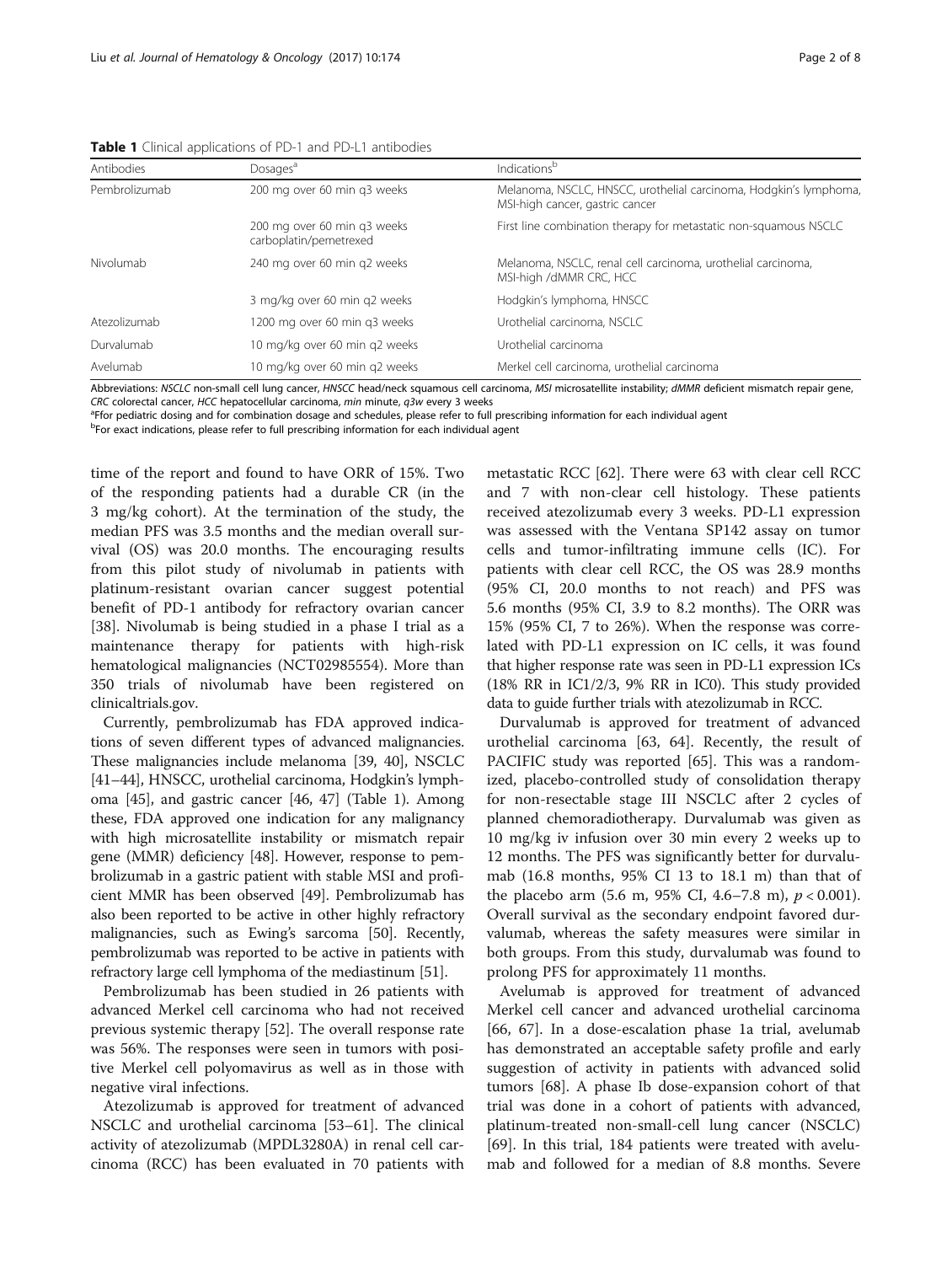**Table 1** Clinical applications of PD-1 and PD-L1 antibodies

| Antibodies | Dosages[a] | Indications[b] |
|---|---|---|
| Pembrolizumab | 200 mg over 60 min q3 weeks | Melanoma, NSCLC, HNSCC, urothelial carcinoma, Hodgkin's lymphoma, MSI-high cancer, gastric cancer |
| | 200 mg over 60 min q3 weeks carboplatin/pemetrexed | First line combination therapy for metastatic non-squamous NSCLC |
| Nivolumab | 240 mg over 60 min q2 weeks | Melanoma, NSCLC, renal cell carcinoma, urothelial carcinoma, MSI-high /dMMR CRC, HCC |
| | 3 mg/kg over 60 min q2 weeks | Hodgkin's lymphoma, HNSCC |
| Atezolizumab | 1200 mg over 60 min q3 weeks | Urothelial carcinoma, NSCLC |
| Durvalumab | 10 mg/kg over 60 min q2 weeks | Urothelial carcinoma |
| Avelumab | 10 mg/kg over 60 min q2 weeks | Merkel cell carcinoma, urothelial carcinoma |

Abbreviations: *NSCLC* non-small cell lung cancer, *HNSCC* head/neck squamous cell carcinoma, *MSI* microsatellite instability; *dMMR* deficient mismatch repair gene, *CRC* colorectal cancer, *HCC* hepatocellular carcinoma, *min* minute, *q3w* every 3 weeks

[a]Ffor pediatric dosing and for combination dosage and schedules, please refer to full prescribing information for each individual agent

[b]For exact indications, please refer to full prescribing information for each individual agent

time of the report and found to have ORR of 15%. Two of the responding patients had a durable CR (in the 3 mg/kg cohort). At the termination of the study, the median PFS was 3.5 months and the median overall survival (OS) was 20.0 months. The encouraging results from this pilot study of nivolumab in patients with platinum-resistant ovarian cancer suggest potential benefit of PD-1 antibody for refractory ovarian cancer [38]. Nivolumab is being studied in a phase I trial as a maintenance therapy for patients with high-risk hematological malignancies (NCT02985554). More than 350 trials of nivolumab have been registered on clinicaltrials.gov.

Currently, pembrolizumab has FDA approved indications of seven different types of advanced malignancies. These malignancies include melanoma [39, 40], NSCLC [41–44], HNSCC, urothelial carcinoma, Hodgkin's lymphoma [45], and gastric cancer [46, 47] (Table 1). Among these, FDA approved one indication for any malignancy with high microsatellite instability or mismatch repair gene (MMR) deficiency [48]. However, response to pembrolizumab in a gastric patient with stable MSI and proficient MMR has been observed [49]. Pembrolizumab has also been reported to be active in other highly refractory malignancies, such as Ewing's sarcoma [50]. Recently, pembrolizumab was reported to be active in patients with refractory large cell lymphoma of the mediastinum [51].

Pembrolizumab has been studied in 26 patients with advanced Merkel cell carcinoma who had not received previous systemic therapy [52]. The overall response rate was 56%. The responses were seen in tumors with positive Merkel cell polyomavirus as well as in those with negative viral infections.

Atezolizumab is approved for treatment of advanced NSCLC and urothelial carcinoma [53–61]. The clinical activity of atezolizumab (MPDL3280A) in renal cell carcinoma (RCC) has been evaluated in 70 patients with metastatic RCC [62]. There were 63 with clear cell RCC and 7 with non-clear cell histology. These patients received atezolizumab every 3 weeks. PD-L1 expression was assessed with the Ventana SP142 assay on tumor cells and tumor-infiltrating immune cells (IC). For patients with clear cell RCC, the OS was 28.9 months (95% CI, 20.0 months to not reach) and PFS was 5.6 months (95% CI, 3.9 to 8.2 months). The ORR was 15% (95% CI, 7 to 26%). When the response was correlated with PD-L1 expression on IC cells, it was found that higher response rate was seen in PD-L1 expression ICs (18% RR in IC1/2/3, 9% RR in IC0). This study provided data to guide further trials with atezolizumab in RCC.

Durvalumab is approved for treatment of advanced urothelial carcinoma [63, 64]. Recently, the result of PACIFIC study was reported [65]. This was a randomized, placebo-controlled study of consolidation therapy for non-resectable stage III NSCLC after 2 cycles of planned chemoradiotherapy. Durvalumab was given as 10 mg/kg iv infusion over 30 min every 2 weeks up to 12 months. The PFS was significantly better for durvalumab (16.8 months, 95% CI 13 to 18.1 m) than that of the placebo arm (5.6 m, 95% CI, 4.6–7.8 m), $p < 0.001$). Overall survival as the secondary endpoint favored durvalumab, whereas the safety measures were similar in both groups. From this study, durvalumab was found to prolong PFS for approximately 11 months.

Avelumab is approved for treatment of advanced Merkel cell cancer and advanced urothelial carcinoma [66, 67]. In a dose-escalation phase 1a trial, avelumab has demonstrated an acceptable safety profile and early suggestion of activity in patients with advanced solid tumors [68]. A phase Ib dose-expansion cohort of that trial was done in a cohort of patients with advanced, platinum-treated non-small-cell lung cancer (NSCLC) [69]. In this trial, 184 patients were treated with avelumab and followed for a median of 8.8 months. Severe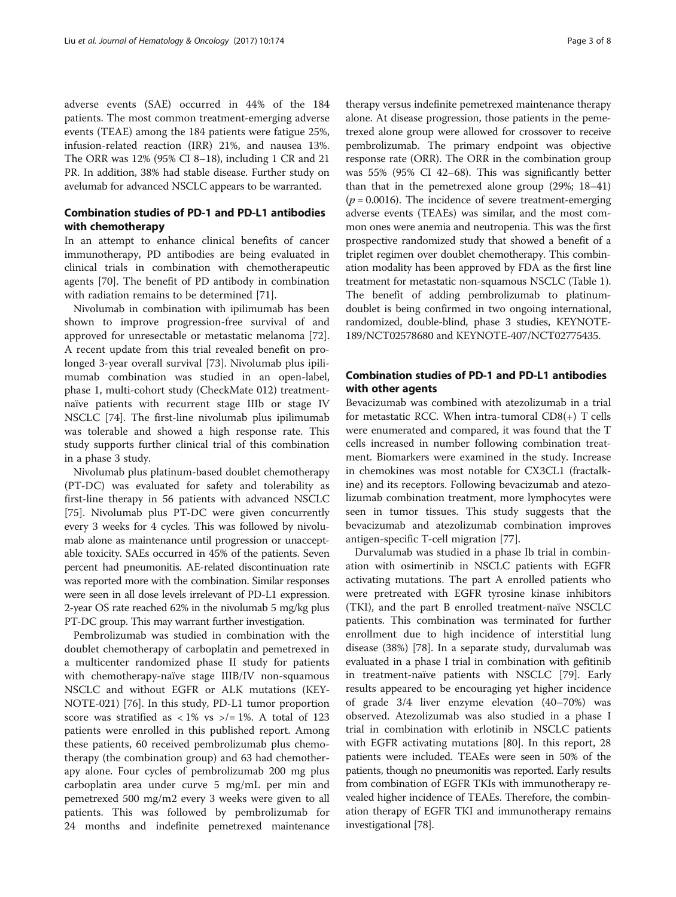adverse events (SAE) occurred in 44% of the 184 patients. The most common treatment-emerging adverse events (TEAE) among the 184 patients were fatigue 25%, infusion-related reaction (IRR) 21%, and nausea 13%. The ORR was 12% (95% CI 8–18), including 1 CR and 21 PR. In addition, 38% had stable disease. Further study on avelumab for advanced NSCLC appears to be warranted.

## Combination studies of PD-1 and PD-L1 antibodies with chemotherapy

In an attempt to enhance clinical benefits of cancer immunotherapy, PD antibodies are being evaluated in clinical trials in combination with chemotherapeutic agents [70]. The benefit of PD antibody in combination with radiation remains to be determined [71].

Nivolumab in combination with ipilimumab has been shown to improve progression-free survival of and approved for unresectable or metastatic melanoma [72]. A recent update from this trial revealed benefit on prolonged 3-year overall survival [73]. Nivolumab plus ipilimumab combination was studied in an open-label, phase 1, multi-cohort study (CheckMate 012) treatment-naïve patients with recurrent stage IIIb or stage IV NSCLC [74]. The first-line nivolumab plus ipilimumab was tolerable and showed a high response rate. This study supports further clinical trial of this combination in a phase 3 study.

Nivolumab plus platinum-based doublet chemotherapy (PT-DC) was evaluated for safety and tolerability as first-line therapy in 56 patients with advanced NSCLC [75]. Nivolumab plus PT-DC were given concurrently every 3 weeks for 4 cycles. This was followed by nivolumab alone as maintenance until progression or unacceptable toxicity. SAEs occurred in 45% of the patients. Seven percent had pneumonitis. AE-related discontinuation rate was reported more with the combination. Similar responses were seen in all dose levels irrelevant of PD-L1 expression. 2-year OS rate reached 62% in the nivolumab 5 mg/kg plus PT-DC group. This may warrant further investigation.

Pembrolizumab was studied in combination with the doublet chemotherapy of carboplatin and pemetrexed in a multicenter randomized phase II study for patients with chemotherapy-naïve stage IIIB/IV non-squamous NSCLC and without EGFR or ALK mutations (KEYNOTE-021) [76]. In this study, PD-L1 tumor proportion score was stratified as < 1% vs >/= 1%. A total of 123 patients were enrolled in this published report. Among these patients, 60 received pembrolizumab plus chemotherapy (the combination group) and 63 had chemotherapy alone. Four cycles of pembrolizumab 200 mg plus carboplatin area under curve 5 mg/mL per min and pemetrexed 500 mg/m2 every 3 weeks were given to all patients. This was followed by pembrolizumab for 24 months and indefinite pemetrexed maintenance therapy versus indefinite pemetrexed maintenance therapy alone. At disease progression, those patients in the pemetrexed alone group were allowed for crossover to receive pembrolizumab. The primary endpoint was objective response rate (ORR). The ORR in the combination group was 55% (95% CI 42–68). This was significantly better than that in the pemetrexed alone group (29%; 18–41) ($p = 0.0016$). The incidence of severe treatment-emerging adverse events (TEAEs) was similar, and the most common ones were anemia and neutropenia. This was the first prospective randomized study that showed a benefit of a triplet regimen over doublet chemotherapy. This combination modality has been approved by FDA as the first line treatment for metastatic non-squamous NSCLC (Table 1). The benefit of adding pembrolizumab to platinum-doublet is being confirmed in two ongoing international, randomized, double-blind, phase 3 studies, KEYNOTE-189/NCT02578680 and KEYNOTE-407/NCT02775435.

## Combination studies of PD-1 and PD-L1 antibodies with other agents

Bevacizumab was combined with atezolizumab in a trial for metastatic RCC. When intra-tumoral CD8(+) T cells were enumerated and compared, it was found that the T cells increased in number following combination treatment. Biomarkers were examined in the study. Increase in chemokines was most notable for CX3CL1 (fractalkine) and its receptors. Following bevacizumab and atezolizumab combination treatment, more lymphocytes were seen in tumor tissues. This study suggests that the bevacizumab and atezolizumab combination improves antigen-specific T-cell migration [77].

Durvalumab was studied in a phase Ib trial in combination with osimertinib in NSCLC patients with EGFR activating mutations. The part A enrolled patients who were pretreated with EGFR tyrosine kinase inhibitors (TKI), and the part B enrolled treatment-naïve NSCLC patients. This combination was terminated for further enrollment due to high incidence of interstitial lung disease (38%) [78]. In a separate study, durvalumab was evaluated in a phase I trial in combination with gefitinib in treatment-naïve patients with NSCLC [79]. Early results appeared to be encouraging yet higher incidence of grade 3/4 liver enzyme elevation (40–70%) was observed. Atezolizumab was also studied in a phase I trial in combination with erlotinib in NSCLC patients with EGFR activating mutations [80]. In this report, 28 patients were included. TEAEs were seen in 50% of the patients, though no pneumonitis was reported. Early results from combination of EGFR TKIs with immunotherapy revealed higher incidence of TEAEs. Therefore, the combination therapy of EGFR TKI and immunotherapy remains investigational [78].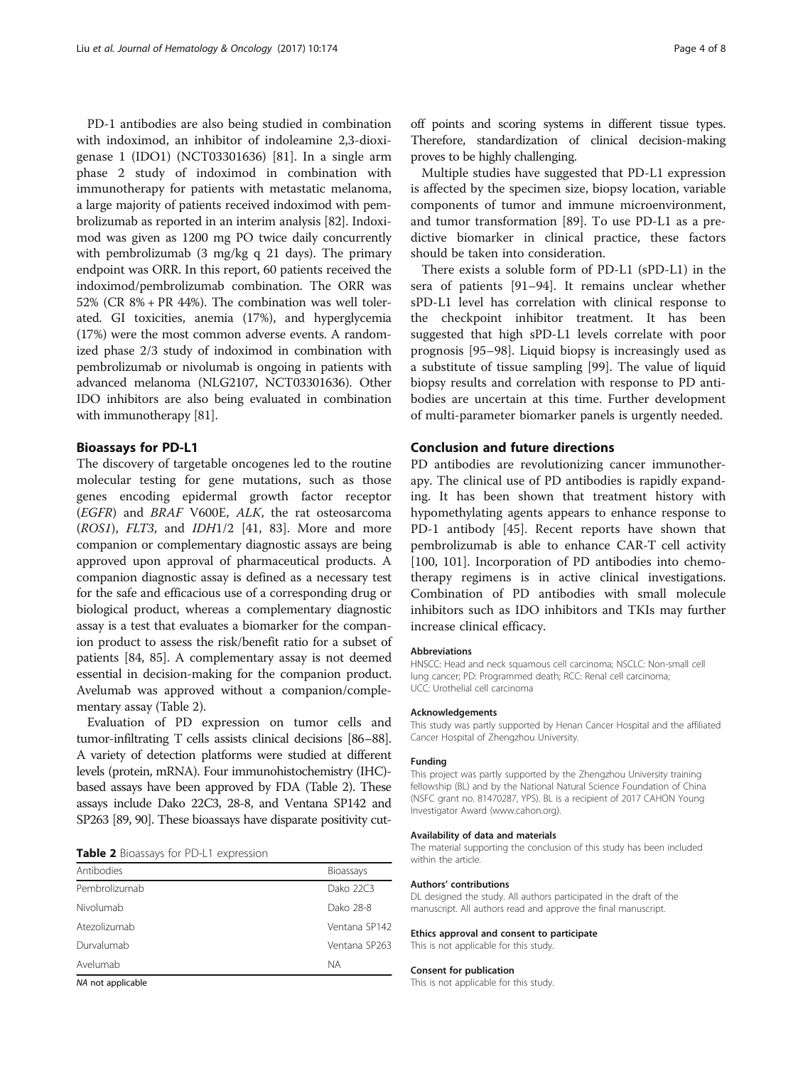PD-1 antibodies are also being studied in combination with indoximod, an inhibitor of indoleamine 2,3-dioxigenase 1 (IDO1) (NCT03301636) [81]. In a single arm phase 2 study of indoximod in combination with immunotherapy for patients with metastatic melanoma, a large majority of patients received indoximod with pembrolizumab as reported in an interim analysis [82]. Indoximod was given as 1200 mg PO twice daily concurrently with pembrolizumab (3 mg/kg q 21 days). The primary endpoint was ORR. In this report, 60 patients received the indoximod/pembrolizumab combination. The ORR was 52% (CR 8% + PR 44%). The combination was well tolerated. GI toxicities, anemia (17%), and hyperglycemia (17%) were the most common adverse events. A randomized phase 2/3 study of indoximod in combination with pembrolizumab or nivolumab is ongoing in patients with advanced melanoma (NLG2107, NCT03301636). Other IDO inhibitors are also being evaluated in combination with immunotherapy [81].

## Bioassays for PD-L1

The discovery of targetable oncogenes led to the routine molecular testing for gene mutations, such as those genes encoding epidermal growth factor receptor (*EGFR*) and *BRAF* V600E, *ALK*, the rat osteosarcoma (*ROS1*), *FLT3*, and *IDH*1/2 [41, 83]. More and more companion or complementary diagnostic assays are being approved upon approval of pharmaceutical products. A companion diagnostic assay is defined as a necessary test for the safe and efficacious use of a corresponding drug or biological product, whereas a complementary diagnostic assay is a test that evaluates a biomarker for the companion product to assess the risk/benefit ratio for a subset of patients [84, 85]. A complementary assay is not deemed essential in decision-making for the companion product. Avelumab was approved without a companion/complementary assay (Table 2).

Evaluation of PD expression on tumor cells and tumor-infiltrating T cells assists clinical decisions [86–88]. A variety of detection platforms were studied at different levels (protein, mRNA). Four immunohistochemistry (IHC)-based assays have been approved by FDA (Table 2). These assays include Dako 22C3, 28-8, and Ventana SP142 and SP263 [89, 90]. These bioassays have disparate positivity cut-off points and scoring systems in different tissue types. Therefore, standardization of clinical decision-making proves to be highly challenging.

**Table 2** Bioassays for PD-L1 expression

| Antibodies | Bioassays |
|---|---|
| Pembrolizumab | Dako 22C3 |
| Nivolumab | Dako 28-8 |
| Atezolizumab | Ventana SP142 |
| Durvalumab | Ventana SP263 |
| Avelumab | NA |

*NA* not applicable

Multiple studies have suggested that PD-L1 expression is affected by the specimen size, biopsy location, variable components of tumor and immune microenvironment, and tumor transformation [89]. To use PD-L1 as a predictive biomarker in clinical practice, these factors should be taken into consideration.

There exists a soluble form of PD-L1 (sPD-L1) in the sera of patients [91–94]. It remains unclear whether sPD-L1 level has correlation with clinical response to the checkpoint inhibitor treatment. It has been suggested that high sPD-L1 levels correlate with poor prognosis [95–98]. Liquid biopsy is increasingly used as a substitute of tissue sampling [99]. The value of liquid biopsy results and correlation with response to PD antibodies are uncertain at this time. Further development of multi-parameter biomarker panels is urgently needed.

## Conclusion and future directions

PD antibodies are revolutionizing cancer immunotherapy. The clinical use of PD antibodies is rapidly expanding. It has been shown that treatment history with hypomethylating agents appears to enhance response to PD-1 antibody [45]. Recent reports have shown that pembrolizumab is able to enhance CAR-T cell activity [100, 101]. Incorporation of PD antibodies into chemotherapy regimens is in active clinical investigations. Combination of PD antibodies with small molecule inhibitors such as IDO inhibitors and TKIs may further increase clinical efficacy.

#### Abbreviations

HNSCC: Head and neck squamous cell carcinoma; NSCLC: Non-small cell lung cancer; PD: Programmed death; RCC: Renal cell carcinoma; UCC: Urothelial cell carcinoma

#### Acknowledgements

This study was partly supported by Henan Cancer Hospital and the affiliated Cancer Hospital of Zhengzhou University.

#### Funding

This project was partly supported by the Zhengzhou University training fellowship (BL) and by the National Natural Science Foundation of China (NSFC grant no. 81470287, YPS). BL is a recipient of 2017 CAHON Young Investigator Award (www.cahon.org).

#### Availability of data and materials

The material supporting the conclusion of this study has been included within the article.

#### Authors' contributions

DL designed the study. All authors participated in the draft of the manuscript. All authors read and approve the final manuscript.

#### Ethics approval and consent to participate

This is not applicable for this study.

#### Consent for publication

This is not applicable for this study.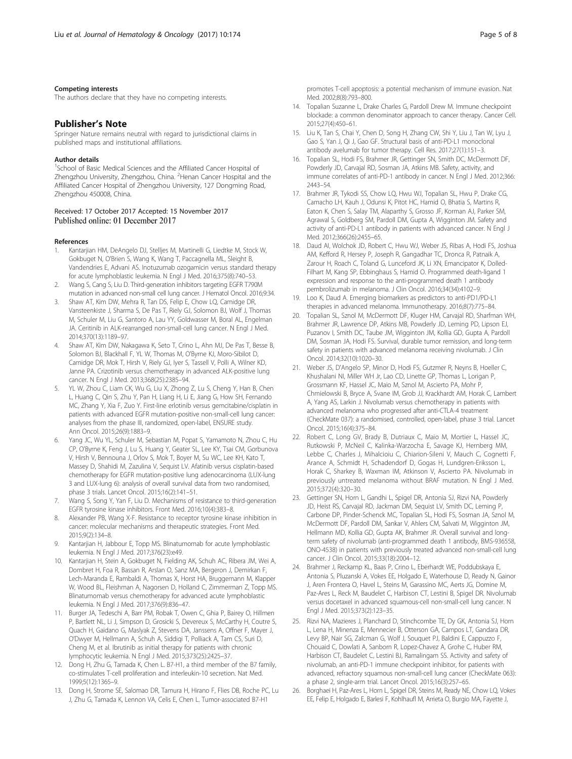#### Competing interests

The authors declare that they have no competing interests.

## Publisher's Note

Springer Nature remains neutral with regard to jurisdictional claims in published maps and institutional affiliations.

#### Author details

[1]School of Basic Medical Sciences and the Affiliated Cancer Hospital of Zhengzhou University, Zhengzhou, China. [2]Henan Cancer Hospital and the Affiliated Cancer Hospital of Zhengzhou University, 127 Dongming Road, Zhengzhou 450008, China.

Received: 17 October 2017 Accepted: 15 November 2017
Published online: 01 December 2017

#### References

1. Kantarjian HM, DeAngelo DJ, Stelljes M, Martinelli G, Liedtke M, Stock W, Gokbuget N, O'Brien S, Wang K, Wang T, Paccagnella ML, Sleight B, Vandendries E, Advani AS. Inotuzumab ozogamicin versus standard therapy for acute lymphoblastic leukemia. N Engl J Med. 2016;375(8):740–53.
2. Wang S, Cang S, Liu D. Third-generation inhibitors targeting EGFR T790M mutation in advanced non-small cell lung cancer. J Hematol Oncol. 2016;9:34.
3. Shaw AT, Kim DW, Mehra R, Tan DS, Felip E, Chow LQ, Camidge DR, Vansteenkiste J, Sharma S, De Pas T, Riely GJ, Solomon BJ, Wolf J, Thomas M, Schuler M, Liu G, Santoro A, Lau YY, Goldwasser M, Boral AL, Engelman JA. Ceritinib in ALK-rearranged non-small-cell lung cancer. N Engl J Med. 2014;370(13):1189–97.
4. Shaw AT, Kim DW, Nakagawa K, Seto T, Crino L, Ahn MJ, De Pas T, Besse B, Solomon BJ, Blackhall F, YL W, Thomas M, O'Byrne KJ, Moro-Sibilot D, Camidge DR, Mok T, Hirsh V, Riely GJ, Iyer S, Tassell V, Polli A, Wilner KD, Janne PA. Crizotinib versus chemotherapy in advanced ALK-positive lung cancer. N Engl J Med. 2013;368(25):2385–94.
5. YL W, Zhou C, Liam CK, Wu G, Liu X, Zhong Z, Lu S, Cheng Y, Han B, Chen L, Huang C, Qin S, Zhu Y, Pan H, Liang H, Li E, Jiang G, How SH, Fernando MC, Zhang Y, Xia F, Zuo Y. First-line erlotinib versus gemcitabine/cisplatin in patients with advanced EGFR mutation-positive non-small-cell lung cancer: analyses from the phase III, randomized, open-label, ENSURE study. Ann Oncol. 2015;26(9):1883–9.
6. Yang JC, Wu YL, Schuler M, Sebastian M, Popat S, Yamamoto N, Zhou C, Hu CP, O'Byrne K, Feng J, Lu S, Huang Y, Geater SL, Lee KY, Tsai CM, Gorbunova V, Hirsh V, Bennouna J, Orlov S, Mok T, Boyer M, Su WC, Lee KH, Kato T, Massey D, Shahidi M, Zazulina V, Sequist LV. Afatinib versus cisplatin-based chemotherapy for EGFR mutation-positive lung adenocarcinoma (LUX-lung 3 and LUX-lung 6): analysis of overall survival data from two randomised, phase 3 trials. Lancet Oncol. 2015;16(2):141–51.
7. Wang S, Song Y, Yan F, Liu D. Mechanisms of resistance to third-generation EGFR tyrosine kinase inhibitors. Front Med. 2016;10(4):383–8.
8. Alexander PB, Wang X-F. Resistance to receptor tyrosine kinase inhibition in cancer: molecular mechanisms and therapeutic strategies. Front Med. 2015;9(2):134–8.
9. Kantarjian H, Jabbour E, Topp MS. Blinatumomab for acute lymphoblastic leukemia. N Engl J Med. 2017;376(23):e49.
10. Kantarjian H, Stein A, Gokbuget N, Fielding AK, Schuh AC, Ribera JM, Wei A, Dombret H, Foa R, Bassan R, Arslan O, Sanz MA, Bergeron J, Demirkan F, Lech-Maranda E, Rambaldi A, Thomas X, Horst HA, Bruggemann M, Klapper W, Wood BL, Fleishman A, Nagorsen D, Holland C, Zimmerman Z, Topp MS. Blinatumomab versus chemotherapy for advanced acute lymphoblastic leukemia. N Engl J Med. 2017;376(9):836–47.
11. Burger JA, Tedeschi A, Barr PM, Robak T, Owen C, Ghia P, Bairey O, Hillmen P, Bartlett NL, Li J, Simpson D, Grosicki S, Devereux S, McCarthy H, Coutre S, Quach H, Gaidano G, Maslyak Z, Stevens DA, Janssens A, Offner F, Mayer J, O'Dwyer M, Hellmann A, Schuh A, Siddiqi T, Polliack A, Tam CS, Suri D, Cheng M, et al. Ibrutinib as initial therapy for patients with chronic lymphocytic leukemia. N Engl J Med. 2015;373(25):2425–37.
12. Dong H, Zhu G, Tamada K, Chen L. B7-H1, a third member of the B7 family, co-stimulates T-cell proliferation and interleukin-10 secretion. Nat Med. 1999;5(12):1365–9.
13. Dong H, Strome SE, Salomao DR, Tamura H, Hirano F, Flies DB, Roche PC, Lu J, Zhu G, Tamada K, Lennon VA, Celis E, Chen L. Tumor-associated B7-H1 promotes T-cell apoptosis: a potential mechanism of immune evasion. Nat Med. 2002;8(8):793–800.
14. Topalian Suzanne L, Drake Charles G, Pardoll Drew M. Immune checkpoint blockade: a common denominator approach to cancer therapy. Cancer Cell. 2015;27(4):450–61.
15. Liu K, Tan S, Chai Y, Chen D, Song H, Zhang CW, Shi Y, Liu J, Tan W, Lyu J, Gao S, Yan J, Qi J, Gao GF. Structural basis of anti-PD-L1 monoclonal antibody avelumab for tumor therapy. Cell Res. 2017;27(1):151–3.
16. Topalian SL, Hodi FS, Brahmer JR, Gettinger SN, Smith DC, McDermott DF, Powderly JD, Carvajal RD, Sosman JA, Atkins MB. Safety, activity, and immune correlates of anti-PD-1 antibody in cancer. N Engl J Med. 2012;366:2443–54.
17. Brahmer JR, Tykodi SS, Chow LQ, Hwu WJ, Topalian SL, Hwu P, Drake CG, Camacho LH, Kauh J, Odunsi K, Pitot HC, Hamid O, Bhatia S, Martins R, Eaton K, Chen S, Salay TM, Alaparthy S, Grosso JF, Korman AJ, Parker SM, Agrawal S, Goldberg SM, Pardoll DM, Gupta A, Wigginton JM. Safety and activity of anti-PD-L1 antibody in patients with advanced cancer. N Engl J Med. 2012;366(26):2455–65.
18. Daud AI, Wolchok JD, Robert C, Hwu WJ, Weber JS, Ribas A, Hodi FS, Joshua AM, Kefford R, Hersey P, Joseph R, Gangadhar TC, Dronca R, Patnaik A, Zarour H, Roach C, Toland G, Lunceford JK, Li XN, Emancipator K, Dolled-Filhart M, Kang SP, Ebbinghaus S, Hamid O. Programmed death-ligand 1 expression and response to the anti-programmed death 1 antibody pembrolizumab in melanoma. J Clin Oncol. 2016;34(34):4102–9.
19. Loo K, Daud A. Emerging biomarkers as predictors to anti-PD1/PD-L1 therapies in advanced melanoma. Immunotherapy. 2016;8(7):775–84.
20. Topalian SL, Sznol M, McDermott DF, Kluger HM, Carvajal RD, Sharfman WH, Brahmer JR, Lawrence DP, Atkins MB, Powderly JD, Leming PD, Lipson EJ, Puzanov I, Smith DC, Taube JM, Wigginton JM, Kollia GD, Gupta A, Pardoll DM, Sosman JA, Hodi FS. Survival, durable tumor remission, and long-term safety in patients with advanced melanoma receiving nivolumab. J Clin Oncol. 2014;32(10):1020–30.
21. Weber JS, D'Angelo SP, Minor D, Hodi FS, Gutzmer R, Neyns B, Hoeller C, Khushalani NI, Miller WH Jr, Lao CD, Linette GP, Thomas L, Lorigan P, Grossmann KF, Hassel JC, Maio M, Sznol M, Ascierto PA, Mohr P, Chmielowski B, Bryce A, Svane IM, Grob JJ, Krackhardt AM, Horak C, Lambert A, Yang AS, Larkin J. Nivolumab versus chemotherapy in patients with advanced melanoma who progressed after anti-CTLA-4 treatment (CheckMate 037): a randomised, controlled, open-label, phase 3 trial. Lancet Oncol. 2015;16(4):375–84.
22. Robert C, Long GV, Brady B, Dutriaux C, Maio M, Mortier L, Hassel JC, Rutkowski P, McNeil C, Kalinka-Warzocha E, Savage KJ, Hernberg MM, Lebbe C, Charles J, Mihalcioiu C, Chiarion-Sileni V, Mauch C, Cognetti F, Arance A, Schmidt H, Schadendorf D, Gogas H, Lundgren-Eriksson L, Horak C, Sharkey B, Waxman IM, Atkinson V, Ascierto PA. Nivolumab in previously untreated melanoma without BRAF mutation. N Engl J Med. 2015;372(4):320–30.
23. Gettinger SN, Horn L, Gandhi L, Spigel DR, Antonia SJ, Rizvi NA, Powderly JD, Heist RS, Carvajal RD, Jackman DM, Sequist LV, Smith DC, Leming P, Carbone DP, Pinder-Schenck MC, Topalian SL, Hodi FS, Sosman JA, Sznol M, McDermott DF, Pardoll DM, Sankar V, Ahlers CM, Salvati M, Wigginton JM, Hellmann MD, Kollia GD, Gupta AK, Brahmer JR. Overall survival and long-term safety of nivolumab (anti-programmed death 1 antibody, BMS-936558, ONO-4538) in patients with previously treated advanced non-small-cell lung cancer. J Clin Oncol. 2015;33(18):2004–12.
24. Brahmer J, Reckamp KL, Baas P, Crino L, Eberhardt WE, Poddubskaya E, Antonia S, Pluzanski A, Vokes EE, Holgado E, Waterhouse D, Ready N, Gainor J, Aren Frontera O, Havel L, Steins M, Garassino MC, Aerts JG, Domine M, Paz-Ares L, Reck M, Baudelet C, Harbison CT, Lestini B, Spigel DR. Nivolumab versus docetaxel in advanced squamous-cell non-small-cell lung cancer. N Engl J Med. 2015;373(2):123–35.
25. Rizvi NA, Mazieres J, Planchard D, Stinchcombe TE, Dy GK, Antonia SJ, Horn L, Lena H, Minenza E, Mennecier B, Otterson GA, Campos LT, Gandara DR, Levy BP, Nair SG, Zalcman G, Wolf J, Souquet PJ, Baldini E, Cappuzzo F, Chouaid C, Dowlati A, Sanborn R, Lopez-Chavez A, Grohe C, Huber RM, Harbison CT, Baudelet C, Lestini BJ, Ramalingam SS. Activity and safety of nivolumab, an anti-PD-1 immune checkpoint inhibitor, for patients with advanced, refractory squamous non-small-cell lung cancer (CheckMate 063): a phase 2, single-arm trial. Lancet Oncol. 2015;16(3):257–65.
26. Borghaei H, Paz-Ares L, Horn L, Spigel DR, Steins M, Ready NE, Chow LQ, Vokes EE, Felip E, Holgado E, Barlesi F, Kohlhaufl M, Arrieta O, Burgio MA, Fayette J,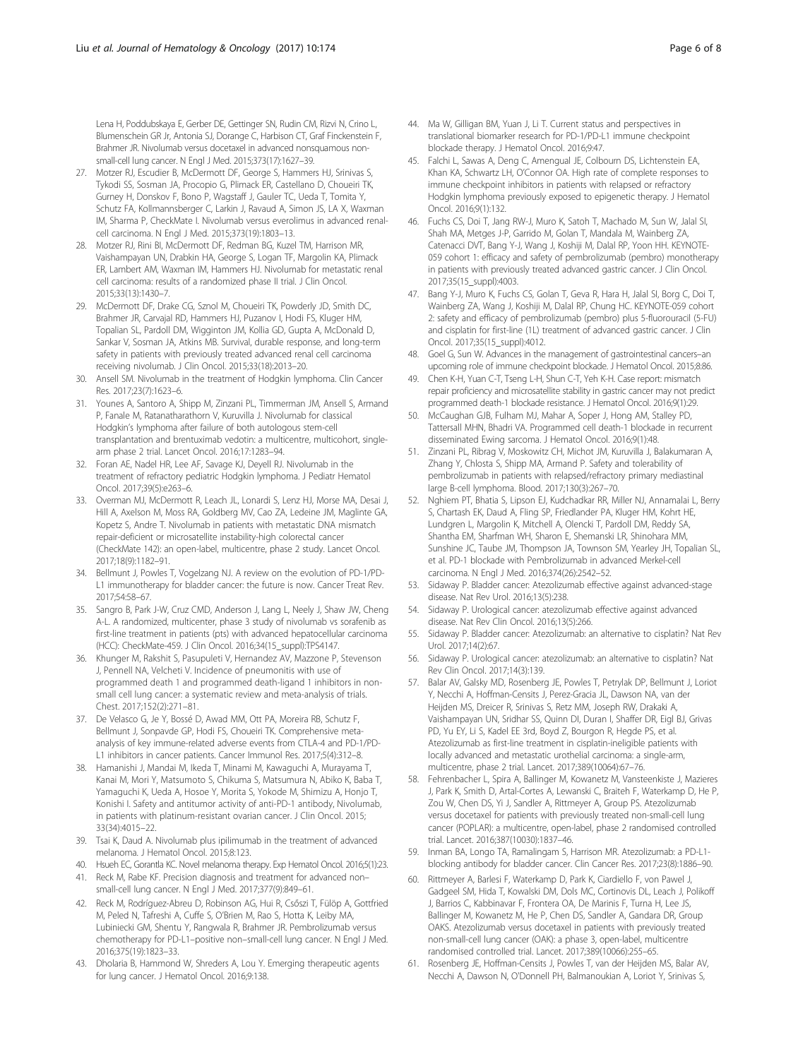Lena H, Poddubskaya E, Gerber DE, Gettinger SN, Rudin CM, Rizvi N, Crino L, Blumenschein GR Jr, Antonia SJ, Dorange C, Harbison CT, Graf Finckenstein F, Brahmer JR. Nivolumab versus docetaxel in advanced nonsquamous non-small-cell lung cancer. N Engl J Med. 2015;373(17):1627–39.

27. Motzer RJ, Escudier B, McDermott DF, George S, Hammers HJ, Srinivas S, Tykodi SS, Sosman JA, Procopio G, Plimack ER, Castellano D, Choueiri TK, Gurney H, Donskov F, Bono P, Wagstaff J, Gauler TC, Ueda T, Tomita Y, Schutz FA, Kollmannsberger C, Larkin J, Ravaud A, Simon JS, LA X, Waxman IM, Sharma P, CheckMate I. Nivolumab versus everolimus in advanced renal-cell carcinoma. N Engl J Med. 2015;373(19):1803–13.
28. Motzer RJ, Rini BI, McDermott DF, Redman BG, Kuzel TM, Harrison MR, Vaishampayan UN, Drabkin HA, George S, Logan TF, Margolin KA, Plimack ER, Lambert AM, Waxman IM, Hammers HJ. Nivolumab for metastatic renal cell carcinoma: results of a randomized phase II trial. J Clin Oncol. 2015;33(13):1430–7.
29. McDermott DF, Drake CG, Sznol M, Choueiri TK, Powderly JD, Smith DC, Brahmer JR, Carvajal RD, Hammers HJ, Puzanov I, Hodi FS, Kluger HM, Topalian SL, Pardoll DM, Wigginton JM, Kollia GD, Gupta A, McDonald D, Sankar V, Sosman JA, Atkins MB. Survival, durable response, and long-term safety in patients with previously treated advanced renal cell carcinoma receiving nivolumab. J Clin Oncol. 2015;33(18):2013–20.
30. Ansell SM. Nivolumab in the treatment of Hodgkin lymphoma. Clin Cancer Res. 2017;23(7):1623–6.
31. Younes A, Santoro A, Shipp M, Zinzani PL, Timmerman JM, Ansell S, Armand P, Fanale M, Ratanatharathorn V, Kuruvilla J. Nivolumab for classical Hodgkin's lymphoma after failure of both autologous stem-cell transplantation and brentuximab vedotin: a multicentre, multicohort, single-arm phase 2 trial. Lancet Oncol. 2016;17:1283–94.
32. Foran AE, Nadel HR, Lee AF, Savage KJ, Deyell RJ. Nivolumab in the treatment of refractory pediatric Hodgkin lymphoma. J Pediatr Hematol Oncol. 2017;39(5):e263–6.
33. Overman MJ, McDermott R, Leach JL, Lonardi S, Lenz HJ, Morse MA, Desai J, Hill A, Axelson M, Moss RA, Goldberg MV, Cao ZA, Ledeine JM, Maglinte GA, Kopetz S, Andre T. Nivolumab in patients with metastatic DNA mismatch repair-deficient or microsatellite instability-high colorectal cancer (CheckMate 142): an open-label, multicentre, phase 2 study. Lancet Oncol. 2017;18(9):1182–91.
34. Bellmunt J, Powles T, Vogelzang NJ. A review on the evolution of PD-1/PD-L1 immunotherapy for bladder cancer: the future is now. Cancer Treat Rev. 2017;54:58–67.
35. Sangro B, Park J-W, Cruz CMD, Anderson J, Lang L, Neely J, Shaw JW, Cheng A-L. A randomized, multicenter, phase 3 study of nivolumab vs sorafenib as first-line treatment in patients (pts) with advanced hepatocellular carcinoma (HCC): CheckMate-459. J Clin Oncol. 2016;34(15_suppl):TPS4147.
36. Khunger M, Rakshit S, Pasupuleti V, Hernandez AV, Mazzone P, Stevenson J, Pennell NA, Velcheti V. Incidence of pneumonitis with use of programmed death 1 and programmed death-ligand 1 inhibitors in non-small cell lung cancer: a systematic review and meta-analysis of trials. Chest. 2017;152(2):271–81.
37. De Velasco G, Je Y, Bossé D, Awad MM, Ott PA, Moreira RB, Schutz F, Bellmunt J, Sonpavde GP, Hodi FS, Choueiri TK. Comprehensive meta-analysis of key immune-related adverse events from CTLA-4 and PD-1/PD-L1 inhibitors in cancer patients. Cancer Immunol Res. 2017;5(4):312–8.
38. Hamanishi J, Mandai M, Ikeda T, Minami M, Kawaguchi A, Murayama T, Kanai M, Mori Y, Matsumoto S, Chikuma S, Matsumura N, Abiko K, Baba T, Yamaguchi K, Ueda A, Hosoe Y, Morita S, Yokode M, Shimizu A, Honjo T, Konishi I. Safety and antitumor activity of anti-PD-1 antibody, Nivolumab, in patients with platinum-resistant ovarian cancer. J Clin Oncol. 2015; 33(34):4015–22.
39. Tsai K, Daud A. Nivolumab plus ipilimumab in the treatment of advanced melanoma. J Hematol Oncol. 2015;8:123.
40. Hsueh EC, Gorantla KC. Novel melanoma therapy. Exp Hematol Oncol. 2016;5(1):23.
41. Reck M, Rabe KF. Precision diagnosis and treatment for advanced non–small-cell lung cancer. N Engl J Med. 2017;377(9):849–61.
42. Reck M, Rodríguez-Abreu D, Robinson AG, Hui R, Csőszi T, Fülöp A, Gottfried M, Peled N, Tafreshi A, Cuffe S, O'Brien M, Rao S, Hotta K, Leiby MA, Lubiniecki GM, Shentu Y, Rangwala R, Brahmer JR. Pembrolizumab versus chemotherapy for PD-L1–positive non–small-cell lung cancer. N Engl J Med. 2016;375(19):1823–33.
43. Dholaria B, Hammond W, Shreders A, Lou Y. Emerging therapeutic agents for lung cancer. J Hematol Oncol. 2016;9:138.
44. Ma W, Gilligan BM, Yuan J, Li T. Current status and perspectives in translational biomarker research for PD-1/PD-L1 immune checkpoint blockade therapy. J Hematol Oncol. 2016;9:47.
45. Falchi L, Sawas A, Deng C, Amengual JE, Colbourn DS, Lichtenstein EA, Khan KA, Schwartz LH, O'Connor OA. High rate of complete responses to immune checkpoint inhibitors in patients with relapsed or refractory Hodgkin lymphoma previously exposed to epigenetic therapy. J Hematol Oncol. 2016;9(1):132.
46. Fuchs CS, Doi T, Jang RW-J, Muro K, Satoh T, Machado M, Sun W, Jalal SI, Shah MA, Metges J-P, Garrido M, Golan T, Mandala M, Wainberg ZA, Catenacci DVT, Bang Y-J, Wang J, Koshiji M, Dalal RP, Yoon HH. KEYNOTE-059 cohort 1: efficacy and safety of pembrolizumab (pembro) monotherapy in patients with previously treated advanced gastric cancer. J Clin Oncol. 2017;35(15_suppl):4003.
47. Bang Y-J, Muro K, Fuchs CS, Golan T, Geva R, Hara H, Jalal SI, Borg C, Doi T, Wainberg ZA, Wang J, Koshiji M, Dalal RP, Chung HC. KEYNOTE-059 cohort 2: safety and efficacy of pembrolizumab (pembro) plus 5-fluorouracil (5-FU) and cisplatin for first-line (1L) treatment of advanced gastric cancer. J Clin Oncol. 2017;35(15_suppl):4012.
48. Goel G, Sun W. Advances in the management of gastrointestinal cancers–an upcoming role of immune checkpoint blockade. J Hematol Oncol. 2015;8:86.
49. Chen K-H, Yuan C-T, Tseng L-H, Shun C-T, Yeh K-H. Case report: mismatch repair proficiency and microsatellite stability in gastric cancer may not predict programmed death-1 blockade resistance. J Hematol Oncol. 2016;9(1):29.
50. McCaughan GJB, Fulham MJ, Mahar A, Soper J, Hong AM, Stalley PD, Tattersall MHN, Bhadri VA. Programmed cell death-1 blockade in recurrent disseminated Ewing sarcoma. J Hematol Oncol. 2016;9(1):48.
51. Zinzani PL, Ribrag V, Moskowitz CH, Michot JM, Kuruvilla J, Balakumaran A, Zhang Y, Chlosta S, Shipp MA, Armand P. Safety and tolerability of pembrolizumab in patients with relapsed/refractory primary mediastinal large B-cell lymphoma. Blood. 2017;130(3):267–70.
52. Nghiem PT, Bhatia S, Lipson EJ, Kudchadkar RR, Miller NJ, Annamalai L, Berry S, Chartash EK, Daud A, Fling SP, Friedlander PA, Kluger HM, Kohrt HE, Lundgren L, Margolin K, Mitchell A, Olencki T, Pardoll DM, Reddy SA, Shantha EM, Sharfman WH, Sharon E, Shemanski LR, Shinohara MM, Sunshine JC, Taube JM, Thompson JA, Townson SM, Yearley JH, Topalian SL, et al. PD-1 blockade with Pembrolizumab in advanced Merkel-cell carcinoma. N Engl J Med. 2016;374(26):2542–52.
53. Sidaway P. Bladder cancer: Atezolizumab effective against advanced-stage disease. Nat Rev Urol. 2016;13(5):238.
54. Sidaway P. Urological cancer: atezolizumab effective against advanced disease. Nat Rev Clin Oncol. 2016;13(5):266.
55. Sidaway P. Bladder cancer: Atezolizumab: an alternative to cisplatin? Nat Rev Urol. 2017;14(2):67.
56. Sidaway P. Urological cancer: atezolizumab: an alternative to cisplatin? Nat Rev Clin Oncol. 2017;14(3):139.
57. Balar AV, Galsky MD, Rosenberg JE, Powles T, Petrylak DP, Bellmunt J, Loriot Y, Necchi A, Hoffman-Censits J, Perez-Gracia JL, Dawson NA, van der Heijden MS, Dreicer R, Srinivas S, Retz MM, Joseph RW, Drakaki A, Vaishampayan UN, Sridhar SS, Quinn DI, Duran I, Shaffer DR, Eigl BJ, Grivas PD, Yu EY, Li S, Kadel EE 3rd, Boyd Z, Bourgon R, Hegde PS, et al. Atezolizumab as first-line treatment in cisplatin-ineligible patients with locally advanced and metastatic urothelial carcinoma: a single-arm, multicentre, phase 2 trial. Lancet. 2017;389(10064):67–76.
58. Fehrenbacher L, Spira A, Ballinger M, Kowanetz M, Vansteenkiste J, Mazieres J, Park K, Smith D, Artal-Cortes A, Lewanski C, Braiteh F, Waterkamp D, He P, Zou W, Chen DS, Yi J, Sandler A, Rittmeyer A, Group PS. Atezolizumab versus docetaxel for patients with previously treated non-small-cell lung cancer (POPLAR): a multicentre, open-label, phase 2 randomised controlled trial. Lancet. 2016;387(10030):1837–46.
59. Inman BA, Longo TA, Ramalingam S, Harrison MR. Atezolizumab: a PD-L1-blocking antibody for bladder cancer. Clin Cancer Res. 2017;23(8):1886–90.
60. Rittmeyer A, Barlesi F, Waterkamp D, Park K, Ciardiello F, von Pawel J, Gadgeel SM, Hida T, Kowalski DM, Dols MC, Cortinovis DL, Leach J, Polikoff J, Barrios C, Kabbinavar F, Frontera OA, De Marinis F, Turna H, Lee JS, Ballinger M, Kowanetz M, He P, Chen DS, Sandler A, Gandara DR, Group OAKS. Atezolizumab versus docetaxel in patients with previously treated non-small-cell lung cancer (OAK): a phase 3, open-label, multicentre randomised controlled trial. Lancet. 2017;389(10066):255–65.
61. Rosenberg JE, Hoffman-Censits J, Powles T, van der Heijden MS, Balar AV, Necchi A, Dawson N, O'Donnell PH, Balmanoukian A, Loriot Y, Srinivas S,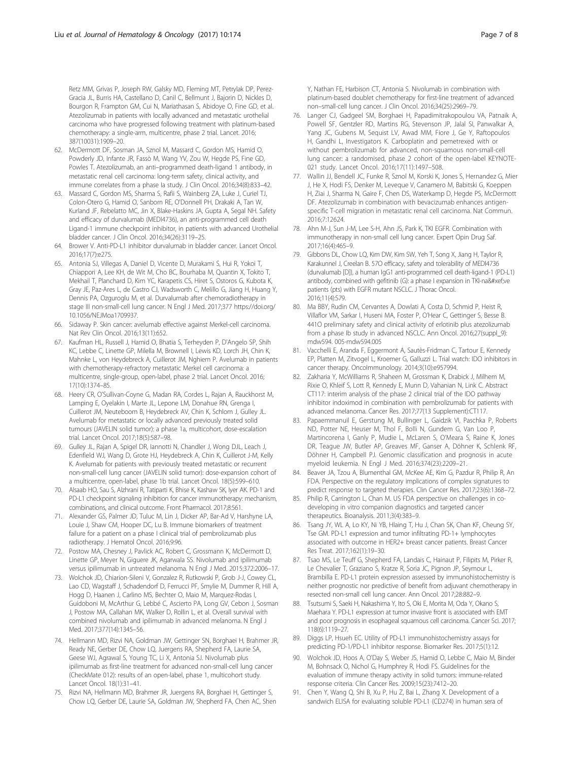Retz MM, Grivas P, Joseph RW, Galsky MD, Fleming MT, Petrylak DP, Perez-Gracia JL, Burris HA, Castellano D, Canil C, Bellmunt J, Bajorin D, Nickles D, Bourgon R, Frampton GM, Cui N, Mariathasan S, Abidoye O, Fine GD, et al. Atezolizumab in patients with locally advanced and metastatic urothelial carcinoma who have progressed following treatment with platinum-based chemotherapy: a single-arm, multicentre, phase 2 trial. Lancet. 2016; 387(10031):1909–20.

62. McDermott DF, Sosman JA, Sznol M, Massard C, Gordon MS, Hamid O, Powderly JD, Infante JR, Fassò M, Wang YV, Zou W, Hegde PS, Fine GD, Powles T. Atezolizumab, an anti–programmed death-ligand 1 antibody, in metastatic renal cell carcinoma: long-term safety, clinical activity, and immune correlates from a phase Ia study. J Clin Oncol. 2016;34(8):833–42.
63. Massard C, Gordon MS, Sharma S, Rafii S, Wainberg ZA, Luke J, Curiel TJ, Colon-Otero G, Hamid O, Sanborn RE, O'Donnell PH, Drakaki A, Tan W, Kurland JF, Rebelatto MC, Jin X, Blake-Haskins JA, Gupta A, Segal NH. Safety and efficacy of durvalumab (MEDI4736), an anti-programmed cell death Ligand-1 immune checkpoint inhibitor, in patients with advanced Urothelial bladder cancer. J Clin Oncol. 2016;34(26):3119–25.
64. Brower V. Anti-PD-L1 inhibitor durvalumab in bladder cancer. Lancet Oncol. 2016;17(7):e275.
65. Antonia SJ, Villegas A, Daniel D, Vicente D, Murakami S, Hui R, Yokoi T, Chiappori A, Lee KH, de Wit M, Cho BC, Bourhaba M, Quantin X, Tokito T, Mekhail T, Planchard D, Kim YC, Karapetis CS, Hiret S, Ostoros G, Kubota K, Gray JE, Paz-Ares L, de Castro CJ, Wadsworth C, Melillo G, Jiang H, Huang Y, Dennis PA, Ozguroglu M, et al. Durvalumab after chemoradiotherapy in stage III non-small-cell lung cancer. N Engl J Med. 2017;377 https://doi.org/10.1056/NEJMoa1709937.
66. Sidaway P. Skin cancer: avelumab effective against Merkel-cell carcinoma. Nat Rev Clin Oncol. 2016;13(11):652.
67. Kaufman HL, Russell J, Hamid O, Bhatia S, Terheyden P, D'Angelo SP, Shih KC, Lebbe C, Linette GP, Milella M, Brownell I, Lewis KD, Lorch JH, Chin K, Mahnke L, von Heydebreck A, Cuillerot JM, Nghiem P. Avelumab in patients with chemotherapy-refractory metastatic Merkel cell carcinoma: a multicentre, single-group, open-label, phase 2 trial. Lancet Oncol. 2016; 17(10):1374–85.
68. Heery CR, O'Sullivan-Coyne G, Madan RA, Cordes L, Rajan A, Rauckhorst M, Lamping E, Oyelakin I, Marte JL, Lepone LM, Donahue RN, Grenga I, Cuillerot JM, Neuteboom B, Heydebreck AV, Chin K, Schlom J, Gulley JL. Avelumab for metastatic or locally advanced previously treated solid tumours (JAVELIN solid tumor): a phase 1a, multicohort, dose-escalation trial. Lancet Oncol. 2017;18(5):587–98.
69. Gulley JL, Rajan A, Spigel DR, Iannotti N, Chandler J, Wong DJL, Leach J, Edenfield WJ, Wang D, Grote HJ, Heydebreck A, Chin K, Cuillerot J-M, Kelly K. Avelumab for patients with previously treated metastatic or recurrent non-small-cell lung cancer (JAVELIN solid tumor): dose-expansion cohort of a multicentre, open-label, phase 1b trial. Lancet Oncol. 18(5):599–610.
70. Alsaab HO, Sau S, Alzhrani R, Tatiparti K, Bhise K, Kashaw SK, Iyer AK. PD-1 and PD-L1 checkpoint signaling inhibition for cancer immunotherapy: mechanism, combinations, and clinical outcome. Front Pharmacol. 2017;8:561.
71. Alexander GS, Palmer JD, Tuluc M, Lin J, Dicker AP, Bar-Ad V, Harshyne LA, Louie J, Shaw CM, Hooper DC, Lu B. Immune biomarkers of treatment failure for a patient on a phase I clinical trial of pembrolizumab plus radiotherapy. J Hematol Oncol. 2016;9:96.
72. Postow MA, Chesney J, Pavlick AC, Robert C, Grossmann K, McDermott D, Linette GP, Meyer N, Giguere JK, Agarwala SS. Nivolumab and ipilimumab versus ipilimumab in untreated melanoma. N Engl J Med. 2015;372:2006–17.
73. Wolchok JD, Chiarion-Sileni V, Gonzalez R, Rutkowski P, Grob J-J, Cowey CL, Lao CD, Wagstaff J, Schadendorf D, Ferrucci PF, Smylie M, Dummer R, Hill A, Hogg D, Haanen J, Carlino MS, Bechter O, Maio M, Marquez-Rodas I, Guidoboni M, McArthur G, Lebbé C, Ascierto PA, Long GV, Cebon J, Sosman J, Postow MA, Callahan MK, Walker D, Rollin L, et al. Overall survival with combined nivolumab and ipilimumab in advanced melanoma. N Engl J Med. 2017;377(14):1345–56.
74. Hellmann MD, Rizvi NA, Goldman JW, Gettinger SN, Borghaei H, Brahmer JR, Ready NE, Gerber DE, Chow LQ, Juergens RA, Shepherd FA, Laurie SA, Geese WJ, Agrawal S, Young TC, Li X, Antonia SJ. Nivolumab plus ipilimumab as first-line treatment for advanced non-small-cell lung cancer (CheckMate 012): results of an open-label, phase 1, multicohort study. Lancet Oncol. 18(1):31–41.
75. Rizvi NA, Hellmann MD, Brahmer JR, Juergens RA, Borghaei H, Gettinger S, Chow LQ, Gerber DE, Laurie SA, Goldman JW, Shepherd FA, Chen AC, Shen Y, Nathan FE, Harbison CT, Antonia S. Nivolumab in combination with platinum-based doublet chemotherapy for first-line treatment of advanced non–small-cell lung cancer. J Clin Oncol. 2016;34(25):2969–79.
76. Langer CJ, Gadgeel SM, Borghaei H, Papadimitrakopoulou VA, Patnaik A, Powell SF, Gentzler RD, Martins RG, Stevenson JP, Jalal SI, Panwalkar A, Yang JC, Gubens M, Sequist LV, Awad MM, Fiore J, Ge Y, Raftopoulos H, Gandhi L, Investigators K. Carboplatin and pemetrexed with or without pembrolizumab for advanced, non-squamous non-small-cell lung cancer: a randomised, phase 2 cohort of the open-label KEYNOTE-021 study. Lancet Oncol. 2016;17(11):1497–508.
77. Wallin JJ, Bendell JC, Funke R, Sznol M, Korski K, Jones S, Hernandez G, Mier J, He X, Hodi FS, Denker M, Leveque V, Canamero M, Babitski G, Koeppen H, Ziai J, Sharma N, Gaire F, Chen DS, Waterkamp D, Hegde PS, McDermott DF. Atezolizumab in combination with bevacizumab enhances antigen-specific T-cell migration in metastatic renal cell carcinoma. Nat Commun. 2016;7:12624.
78. Ahn M-J, Sun J-M, Lee S-H, Ahn JS, Park K, TKI EGFR. Combination with immunotherapy in non-small cell lung cancer. Expert Opin Drug Saf. 2017;16(4):465–9.
79. Gibbons DL, Chow LQ, Kim DW, Kim SW, Yeh T, Song X, Jiang H, Taylor R, Karakunnel J, Creelan B. 57O efficacy, safety and tolerability of MEDI4736 (durvalumab [D]), a human IgG1 anti-programmed cell death-ligand-1 (PD-L1) antibody, combined with gefitinib (G): a phase I expansion in TKI-na&#xef;ve patients (pts) with EGFR mutant NSCLC. J Thorac Oncol. 2016;11(4):S79.
80. Ma BBY, Rudin CM, Cervantes A, Dowlati A, Costa D, Schmid P, Heist R, Villaflor VM, Sarkar I, Huseni MA, Foster P, O'Hear C, Gettinger S, Besse B. 441O preliminary safety and clinical activity of erlotinib plus atezolizumab from a phase Ib study in advanced NSCLC. Ann Oncol. 2016;27(suppl_9): mdw594. 005-mdw594.005
81. Vacchelli E, Aranda F, Eggermont A, Sautès-Fridman C, Tartour E, Kennedy EP, Platten M, Zitvogel L, Kroemer G, Galluzzi L. Trial watch: IDO inhibitors in cancer therapy. OncoImmunology. 2014;3(10):e957994.
82. Zakharia Y, McWilliams R, Shaheen M, Grossman K, Drabick J, Milhem M, Rixie O, Khleif S, Lott R, Kennedy E, Munn D, Vahanian N, Link C. Abstract CT117: interim analysis of the phase 2 clinical trial of the IDO pathway inhibitor indoximod in combination with pembrolizumab for patients with advanced melanoma. Cancer Res. 2017;77(13 Supplement):CT117.
83. Papaemmanuil E, Gerstung M, Bullinger L, Gaidzik VI, Paschka P, Roberts ND, Potter NE, Heuser M, Thol F, Bolli N, Gundem G, Van Loo P, Martincorena I, Ganly P, Mudie L, McLaren S, O'Meara S, Raine K, Jones DR, Teague JW, Butler AP, Greaves MF, Ganser A, Döhner K, Schlenk RF, Döhner H, Campbell PJ. Genomic classification and prognosis in acute myeloid leukemia. N Engl J Med. 2016;374(23):2209–21.
84. Beaver JA, Tzou A, Blumenthal GM, McKee AE, Kim G, Pazdur R, Philip R, An FDA. Perspective on the regulatory implications of complex signatures to predict response to targeted therapies. Clin Cancer Res. 2017;23(6):1368–72.
85. Philip R, Carrington L, Chan M. US FDA perspective on challenges in co-developing in vitro companion diagnostics and targeted cancer therapeutics. Bioanalysis. 2011;3(4):383–9.
86. Tsang JY, WL A, Lo KY, Ni YB, Hlaing T, Hu J, Chan SK, Chan KF, Cheung SY, Tse GM. PD-L1 expression and tumor infiltrating PD-1+ lymphocytes associated with outcome in HER2+ breast cancer patients. Breast Cancer Res Treat. 2017;162(1):19–30.
87. Tsao MS, Le Teuff G, Shepherd FA, Landais C, Hainaut P, Filipits M, Pirker R, Le Chevalier T, Graziano S, Kratze R, Soria JC, Pignon JP, Seymour L, Brambilla E. PD-L1 protein expression assessed by immunohistochemistry is neither prognostic nor predictive of benefit from adjuvant chemotherapy in resected non-small cell lung cancer. Ann Oncol. 2017;28:882–9.
88. Tsutsumi S, Saeki H, Nakashima Y, Ito S, Oki E, Morita M, Oda Y, Okano S, Maehara Y. PD-L1 expression at tumor invasive front is associated with EMT and poor prognosis in esophageal squamous cell carcinoma. Cancer Sci. 2017; 118(6):1119–27.
89. Diggs LP, Hsueh EC. Utility of PD-L1 immunohistochemistry assays for predicting PD-1/PD-L1 inhibitor response. Biomarker Res. 2017;5(1):12.
90. Wolchok JD, Hoos A, O'Day S, Weber JS, Hamid O, Lebbe C, Maio M, Binder M, Bohnsack O, Nichol G, Humphrey R, Hodi FS. Guidelines for the evaluation of immune therapy activity in solid tumors: immune-related response criteria. Clin Cancer Res. 2009;15(23):7412–20.
91. Chen Y, Wang Q, Shi B, Xu P, Hu Z, Bai L, Zhang X. Development of a sandwich ELISA for evaluating soluble PD-L1 (CD274) in human sera of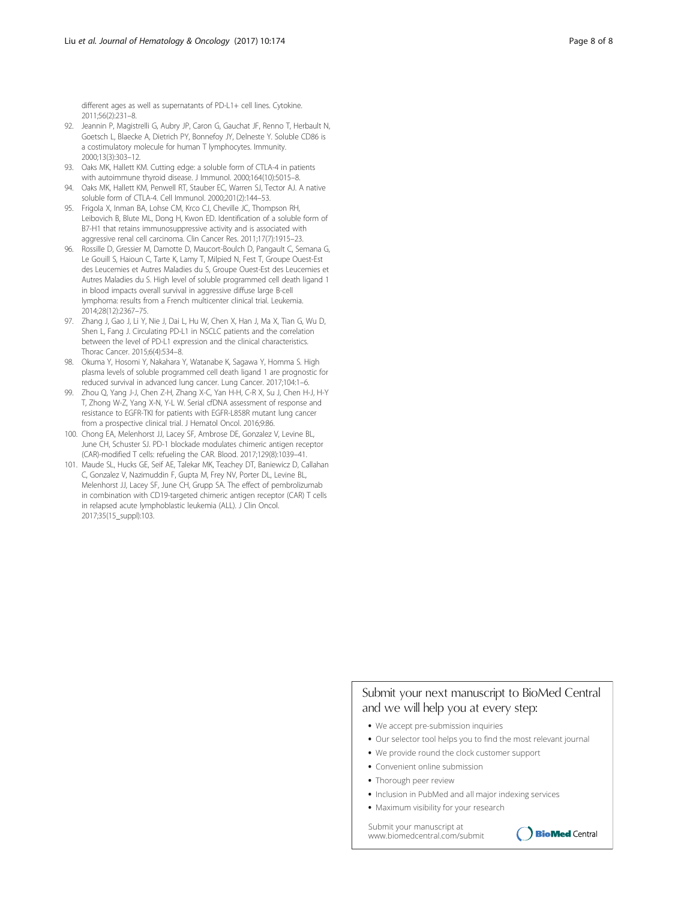different ages as well as supernatants of PD-L1+ cell lines. Cytokine. 2011;56(2):231–8.

92. Jeannin P, Magistrelli G, Aubry JP, Caron G, Gauchat JF, Renno T, Herbault N, Goetsch L, Blaecke A, Dietrich PY, Bonnefoy JY, Delneste Y. Soluble CD86 is a costimulatory molecule for human T lymphocytes. Immunity. 2000;13(3):303–12.
93. Oaks MK, Hallett KM. Cutting edge: a soluble form of CTLA-4 in patients with autoimmune thyroid disease. J Immunol. 2000;164(10):5015–8.
94. Oaks MK, Hallett KM, Penwell RT, Stauber EC, Warren SJ, Tector AJ. A native soluble form of CTLA-4. Cell Immunol. 2000;201(2):144–53.
95. Frigola X, Inman BA, Lohse CM, Krco CJ, Cheville JC, Thompson RH, Leibovich B, Blute ML, Dong H, Kwon ED. Identification of a soluble form of B7-H1 that retains immunosuppressive activity and is associated with aggressive renal cell carcinoma. Clin Cancer Res. 2011;17(7):1915–23.
96. Rossille D, Gressier M, Damotte D, Maucort-Boulch D, Pangault C, Semana G, Le Gouill S, Haioun C, Tarte K, Lamy T, Milpied N, Fest T, Groupe Ouest-Est des Leucemies et Autres Maladies du S, Groupe Ouest-Est des Leucemies et Autres Maladies du S. High level of soluble programmed cell death ligand 1 in blood impacts overall survival in aggressive diffuse large B-cell lymphoma: results from a French multicenter clinical trial. Leukemia. 2014;28(12):2367–75.
97. Zhang J, Gao J, Li Y, Nie J, Dai L, Hu W, Chen X, Han J, Ma X, Tian G, Wu D, Shen L, Fang J. Circulating PD-L1 in NSCLC patients and the correlation between the level of PD-L1 expression and the clinical characteristics. Thorac Cancer. 2015;6(4):534–8.
98. Okuma Y, Hosomi Y, Nakahara Y, Watanabe K, Sagawa Y, Homma S. High plasma levels of soluble programmed cell death ligand 1 are prognostic for reduced survival in advanced lung cancer. Lung Cancer. 2017;104:1–6.
99. Zhou Q, Yang J-J, Chen Z-H, Zhang X-C, Yan H-H, C-R X, Su J, Chen H-J, H-Y T, Zhong W-Z, Yang X-N, Y-L W. Serial cfDNA assessment of response and resistance to EGFR-TKI for patients with EGFR-L858R mutant lung cancer from a prospective clinical trial. J Hematol Oncol. 2016;9:86.
100. Chong EA, Melenhorst JJ, Lacey SF, Ambrose DE, Gonzalez V, Levine BL, June CH, Schuster SJ. PD-1 blockade modulates chimeric antigen receptor (CAR)-modified T cells: refueling the CAR. Blood. 2017;129(8):1039–41.
101. Maude SL, Hucks GE, Seif AE, Talekar MK, Teachey DT, Baniewicz D, Callahan C, Gonzalez V, Nazimuddin F, Gupta M, Frey NV, Porter DL, Levine BL, Melenhorst JJ, Lacey SF, June CH, Grupp SA. The effect of pembrolizumab in combination with CD19-targeted chimeric antigen receptor (CAR) T cells in relapsed acute lymphoblastic leukemia (ALL). J Clin Oncol. 2017;35(15_suppl):103.

Submit your next manuscript to BioMed Central and we will help you at every step:

- We accept pre-submission inquiries
- Our selector tool helps you to find the most relevant journal
- We provide round the clock customer support
- Convenient online submission
- Thorough peer review
- Inclusion in PubMed and all major indexing services
- Maximum visibility for your research

Submit your manuscript at www.biomedcentral.com/submit

BioMed Central